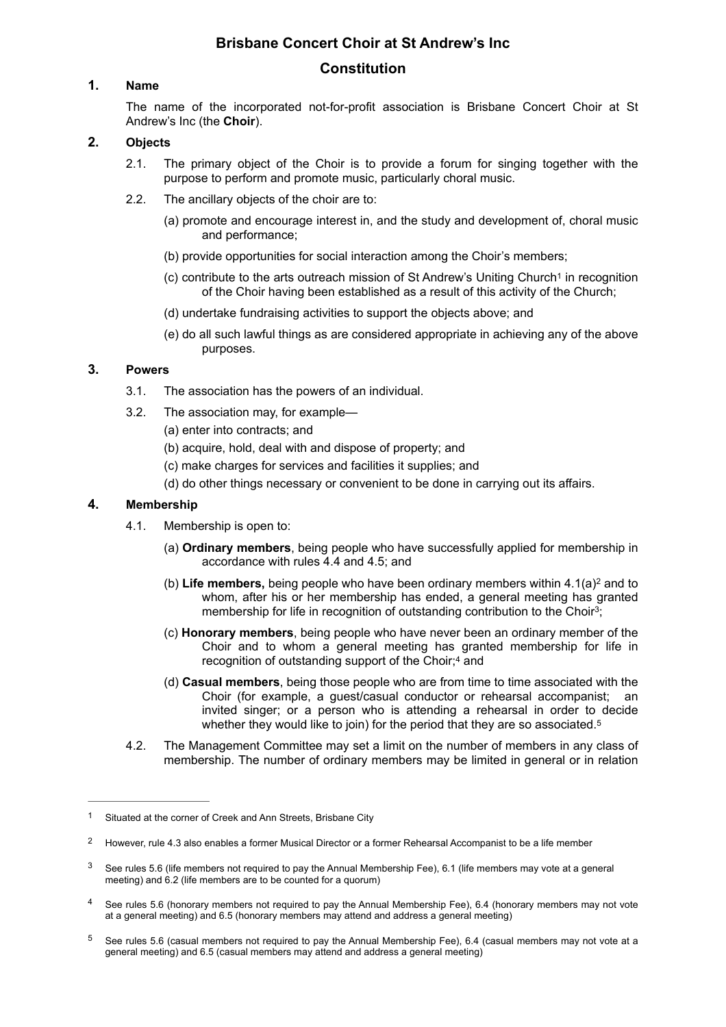# Brisbane Concert Choir at St Andrew's Inc

## Constitution

### 1. Name

The name of the incorporated not-for-profit association is Brisbane Concert Choir at St Andrew's Inc (the **Choir**).

### 2. Objects

2.1. The primary object of the Choir is to provide a forum for singing together with the purpose to perform and promote music, particularly choral music.

2.2. The ancillary objects of the choir are to:

(a) promote and encourage interest in, and the study and development of, choral music and performance;

(b) provide opportunities for social interaction among the Choir's members;

(c) contribute to the arts outreach mission of St Andrew's Uniting Church[1] in recognition of the Choir having been established as a result of this activity of the Church;

(d) undertake fundraising activities to support the objects above; and

(e) do all such lawful things as are considered appropriate in achieving any of the above purposes.

### 3. Powers

3.1. The association has the powers of an individual.

3.2. The association may, for example—

(a) enter into contracts; and

(b) acquire, hold, deal with and dispose of property; and

(c) make charges for services and facilities it supplies; and

(d) do other things necessary or convenient to be done in carrying out its affairs.

### 4. Membership

4.1. Membership is open to:

(a) **Ordinary members**, being people who have successfully applied for membership in accordance with rules 4.4 and 4.5; and

(b) **Life members,** being people who have been ordinary members within 4.1(a)[2] and to whom, after his or her membership has ended, a general meeting has granted membership for life in recognition of outstanding contribution to the Choir[3];

(c) **Honorary members**, being people who have never been an ordinary member of the Choir and to whom a general meeting has granted membership for life in recognition of outstanding support of the Choir;[4] and

(d) **Casual members**, being those people who are from time to time associated with the Choir (for example, a guest/casual conductor or rehearsal accompanist; an invited singer; or a person who is attending a rehearsal in order to decide whether they would like to join) for the period that they are so associated.[5]

4.2. The Management Committee may set a limit on the number of members in any class of membership. The number of ordinary members may be limited in general or in relation

---

[1] Situated at the corner of Creek and Ann Streets, Brisbane City

[2] However, rule 4.3 also enables a former Musical Director or a former Rehearsal Accompanist to be a life member

[3] See rules 5.6 (life members not required to pay the Annual Membership Fee), 6.1 (life members may vote at a general meeting) and 6.2 (life members are to be counted for a quorum)

[4] See rules 5.6 (honorary members not required to pay the Annual Membership Fee), 6.4 (honorary members may not vote at a general meeting) and 6.5 (honorary members may attend and address a general meeting)

[5] See rules 5.6 (casual members not required to pay the Annual Membership Fee), 6.4 (casual members may not vote at a general meeting) and 6.5 (casual members may attend and address a general meeting)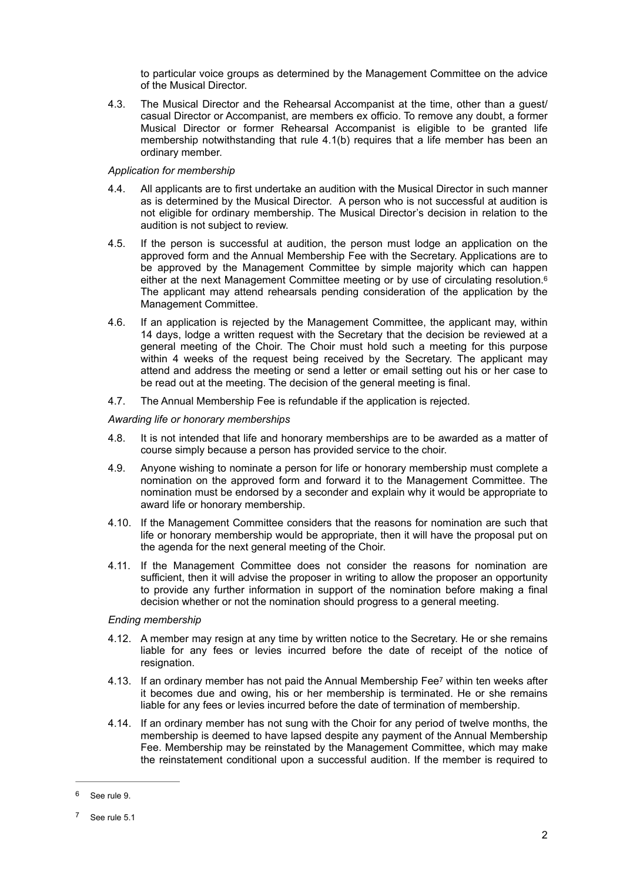to particular voice groups as determined by the Management Committee on the advice of the Musical Director.

4.3. The Musical Director and the Rehearsal Accompanist at the time, other than a guest/casual Director or Accompanist, are members ex officio. To remove any doubt, a former Musical Director or former Rehearsal Accompanist is eligible to be granted life membership notwithstanding that rule 4.1(b) requires that a life member has been an ordinary member.

*Application for membership*

4.4. All applicants are to first undertake an audition with the Musical Director in such manner as is determined by the Musical Director. A person who is not successful at audition is not eligible for ordinary membership. The Musical Director's decision in relation to the audition is not subject to review.

4.5. If the person is successful at audition, the person must lodge an application on the approved form and the Annual Membership Fee with the Secretary. Applications are to be approved by the Management Committee by simple majority which can happen either at the next Management Committee meeting or by use of circulating resolution.[6] The applicant may attend rehearsals pending consideration of the application by the Management Committee.

4.6. If an application is rejected by the Management Committee, the applicant may, within 14 days, lodge a written request with the Secretary that the decision be reviewed at a general meeting of the Choir. The Choir must hold such a meeting for this purpose within 4 weeks of the request being received by the Secretary. The applicant may attend and address the meeting or send a letter or email setting out his or her case to be read out at the meeting. The decision of the general meeting is final.

4.7. The Annual Membership Fee is refundable if the application is rejected.

*Awarding life or honorary memberships*

4.8. It is not intended that life and honorary memberships are to be awarded as a matter of course simply because a person has provided service to the choir.

4.9. Anyone wishing to nominate a person for life or honorary membership must complete a nomination on the approved form and forward it to the Management Committee. The nomination must be endorsed by a seconder and explain why it would be appropriate to award life or honorary membership.

4.10. If the Management Committee considers that the reasons for nomination are such that life or honorary membership would be appropriate, then it will have the proposal put on the agenda for the next general meeting of the Choir.

4.11. If the Management Committee does not consider the reasons for nomination are sufficient, then it will advise the proposer in writing to allow the proposer an opportunity to provide any further information in support of the nomination before making a final decision whether or not the nomination should progress to a general meeting.

*Ending membership*

4.12. A member may resign at any time by written notice to the Secretary. He or she remains liable for any fees or levies incurred before the date of receipt of the notice of resignation.

4.13. If an ordinary member has not paid the Annual Membership Fee[7] within ten weeks after it becomes due and owing, his or her membership is terminated. He or she remains liable for any fees or levies incurred before the date of termination of membership.

4.14. If an ordinary member has not sung with the Choir for any period of twelve months, the membership is deemed to have lapsed despite any payment of the Annual Membership Fee. Membership may be reinstated by the Management Committee, which may make the reinstatement conditional upon a successful audition. If the member is required to

---

[6] See rule 9.

[7] See rule 5.1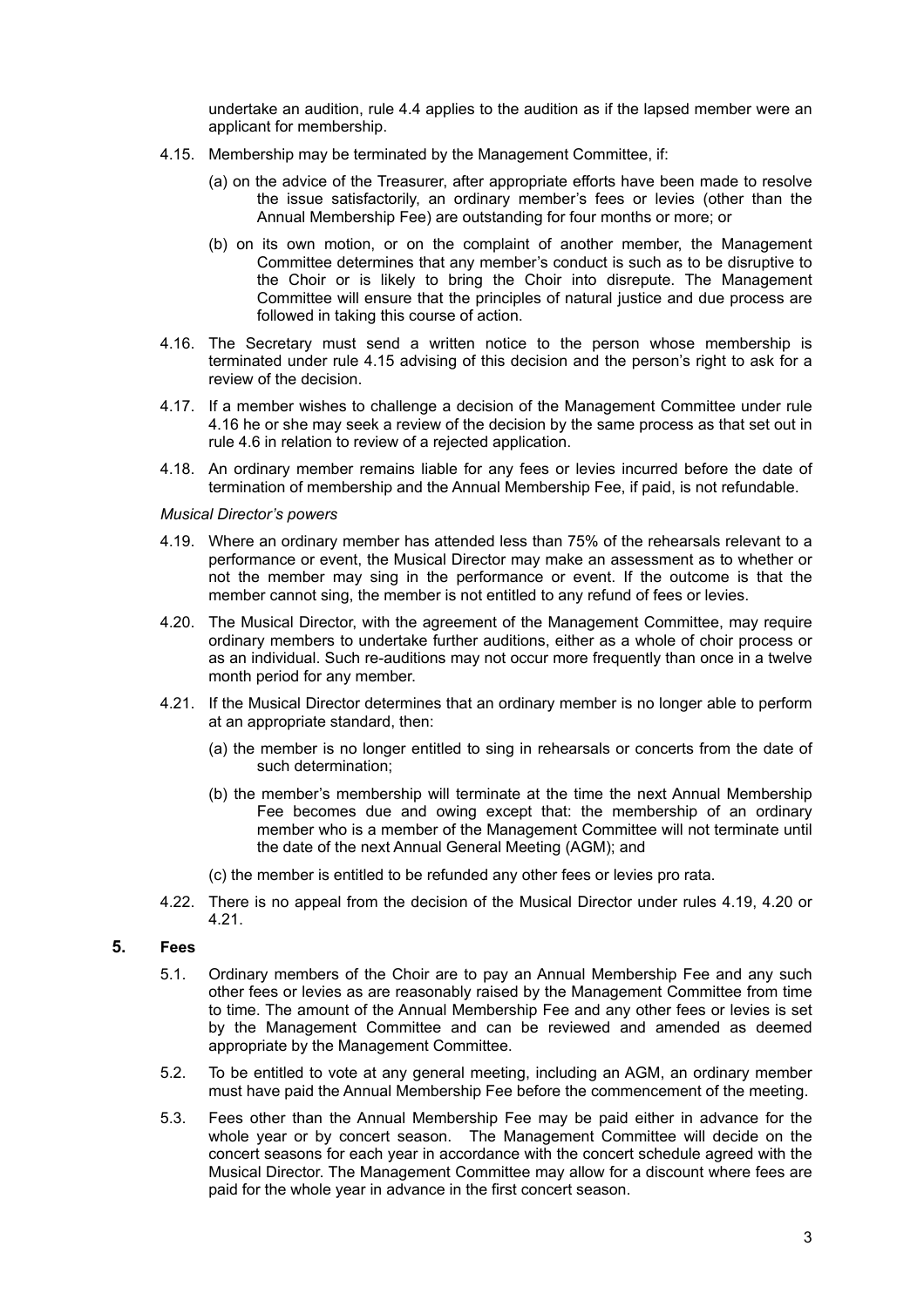undertake an audition, rule 4.4 applies to the audition as if the lapsed member were an applicant for membership.

4.15. Membership may be terminated by the Management Committee, if:

(a) on the advice of the Treasurer, after appropriate efforts have been made to resolve the issue satisfactorily, an ordinary member's fees or levies (other than the Annual Membership Fee) are outstanding for four months or more; or

(b) on its own motion, or on the complaint of another member, the Management Committee determines that any member's conduct is such as to be disruptive to the Choir or is likely to bring the Choir into disrepute. The Management Committee will ensure that the principles of natural justice and due process are followed in taking this course of action.

4.16. The Secretary must send a written notice to the person whose membership is terminated under rule 4.15 advising of this decision and the person's right to ask for a review of the decision.

4.17. If a member wishes to challenge a decision of the Management Committee under rule 4.16 he or she may seek a review of the decision by the same process as that set out in rule 4.6 in relation to review of a rejected application.

4.18. An ordinary member remains liable for any fees or levies incurred before the date of termination of membership and the Annual Membership Fee, if paid, is not refundable.

*Musical Director's powers*

4.19. Where an ordinary member has attended less than 75% of the rehearsals relevant to a performance or event, the Musical Director may make an assessment as to whether or not the member may sing in the performance or event. If the outcome is that the member cannot sing, the member is not entitled to any refund of fees or levies.

4.20. The Musical Director, with the agreement of the Management Committee, may require ordinary members to undertake further auditions, either as a whole of choir process or as an individual. Such re-auditions may not occur more frequently than once in a twelve month period for any member.

4.21. If the Musical Director determines that an ordinary member is no longer able to perform at an appropriate standard, then:

(a) the member is no longer entitled to sing in rehearsals or concerts from the date of such determination;

(b) the member's membership will terminate at the time the next Annual Membership Fee becomes due and owing except that: the membership of an ordinary member who is a member of the Management Committee will not terminate until the date of the next Annual General Meeting (AGM); and

(c) the member is entitled to be refunded any other fees or levies pro rata.

4.22. There is no appeal from the decision of the Musical Director under rules 4.19, 4.20 or 4.21.

## 5. Fees

5.1. Ordinary members of the Choir are to pay an Annual Membership Fee and any such other fees or levies as are reasonably raised by the Management Committee from time to time. The amount of the Annual Membership Fee and any other fees or levies is set by the Management Committee and can be reviewed and amended as deemed appropriate by the Management Committee.

5.2. To be entitled to vote at any general meeting, including an AGM, an ordinary member must have paid the Annual Membership Fee before the commencement of the meeting.

5.3. Fees other than the Annual Membership Fee may be paid either in advance for the whole year or by concert season. The Management Committee will decide on the concert seasons for each year in accordance with the concert schedule agreed with the Musical Director. The Management Committee may allow for a discount where fees are paid for the whole year in advance in the first concert season.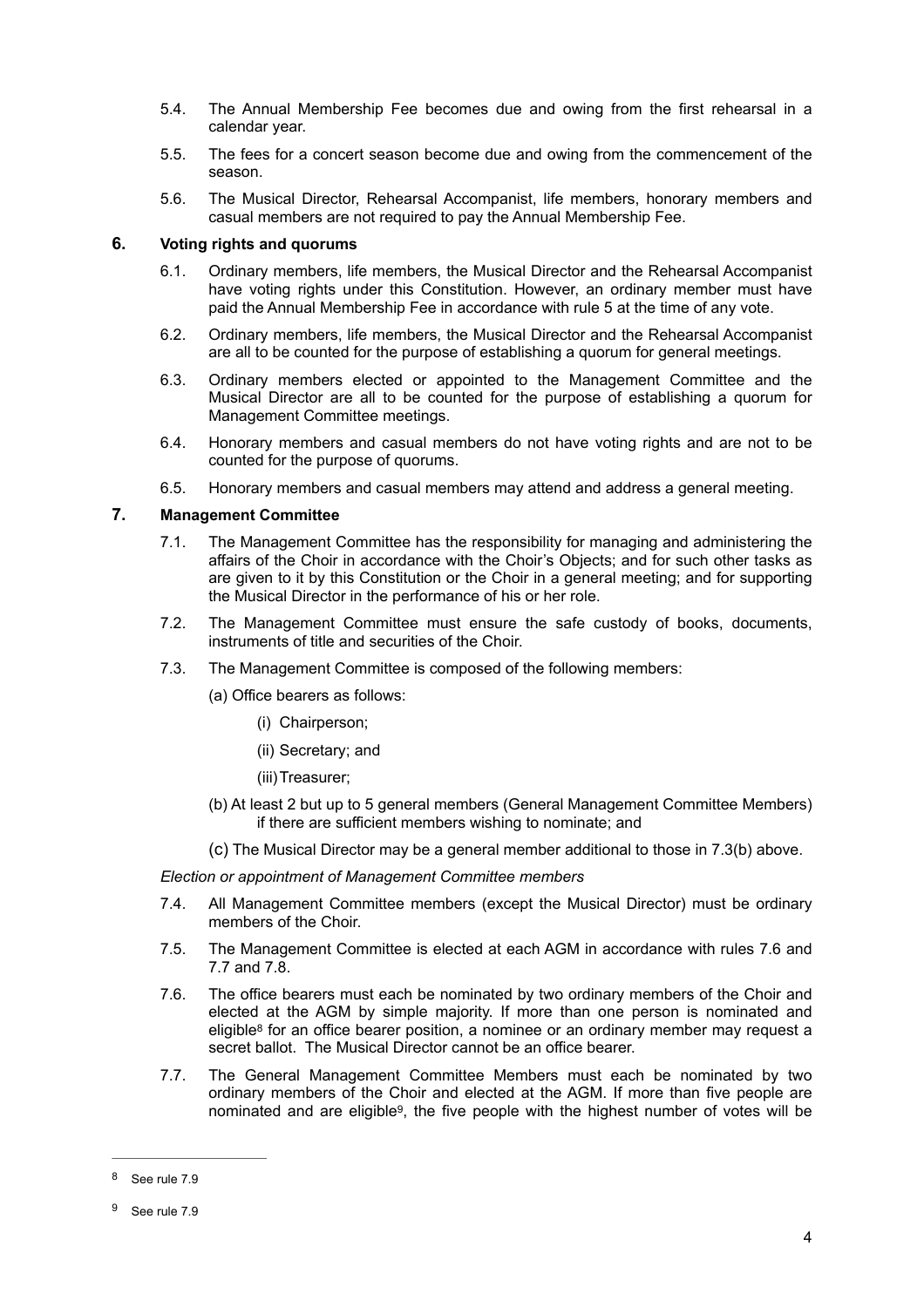5.4. The Annual Membership Fee becomes due and owing from the first rehearsal in a calendar year.

5.5. The fees for a concert season become due and owing from the commencement of the season.

5.6. The Musical Director, Rehearsal Accompanist, life members, honorary members and casual members are not required to pay the Annual Membership Fee.

## 6. Voting rights and quorums

6.1. Ordinary members, life members, the Musical Director and the Rehearsal Accompanist have voting rights under this Constitution. However, an ordinary member must have paid the Annual Membership Fee in accordance with rule 5 at the time of any vote.

6.2. Ordinary members, life members, the Musical Director and the Rehearsal Accompanist are all to be counted for the purpose of establishing a quorum for general meetings.

6.3. Ordinary members elected or appointed to the Management Committee and the Musical Director are all to be counted for the purpose of establishing a quorum for Management Committee meetings.

6.4. Honorary members and casual members do not have voting rights and are not to be counted for the purpose of quorums.

6.5. Honorary members and casual members may attend and address a general meeting.

## 7. Management Committee

7.1. The Management Committee has the responsibility for managing and administering the affairs of the Choir in accordance with the Choir's Objects; and for such other tasks as are given to it by this Constitution or the Choir in a general meeting; and for supporting the Musical Director in the performance of his or her role.

7.2. The Management Committee must ensure the safe custody of books, documents, instruments of title and securities of the Choir.

7.3. The Management Committee is composed of the following members:

(a) Office bearers as follows:

(i) Chairperson;

(ii) Secretary; and

(iii) Treasurer;

(b) At least 2 but up to 5 general members (General Management Committee Members) if there are sufficient members wishing to nominate; and

(c) The Musical Director may be a general member additional to those in 7.3(b) above.

*Election or appointment of Management Committee members*

7.4. All Management Committee members (except the Musical Director) must be ordinary members of the Choir.

7.5. The Management Committee is elected at each AGM in accordance with rules 7.6 and 7.7 and 7.8.

7.6. The office bearers must each be nominated by two ordinary members of the Choir and elected at the AGM by simple majority. If more than one person is nominated and eligible[8] for an office bearer position, a nominee or an ordinary member may request a secret ballot. The Musical Director cannot be an office bearer.

7.7. The General Management Committee Members must each be nominated by two ordinary members of the Choir and elected at the AGM. If more than five people are nominated and are eligible[9], the five people with the highest number of votes will be

---

[8] See rule 7.9

[9] See rule 7.9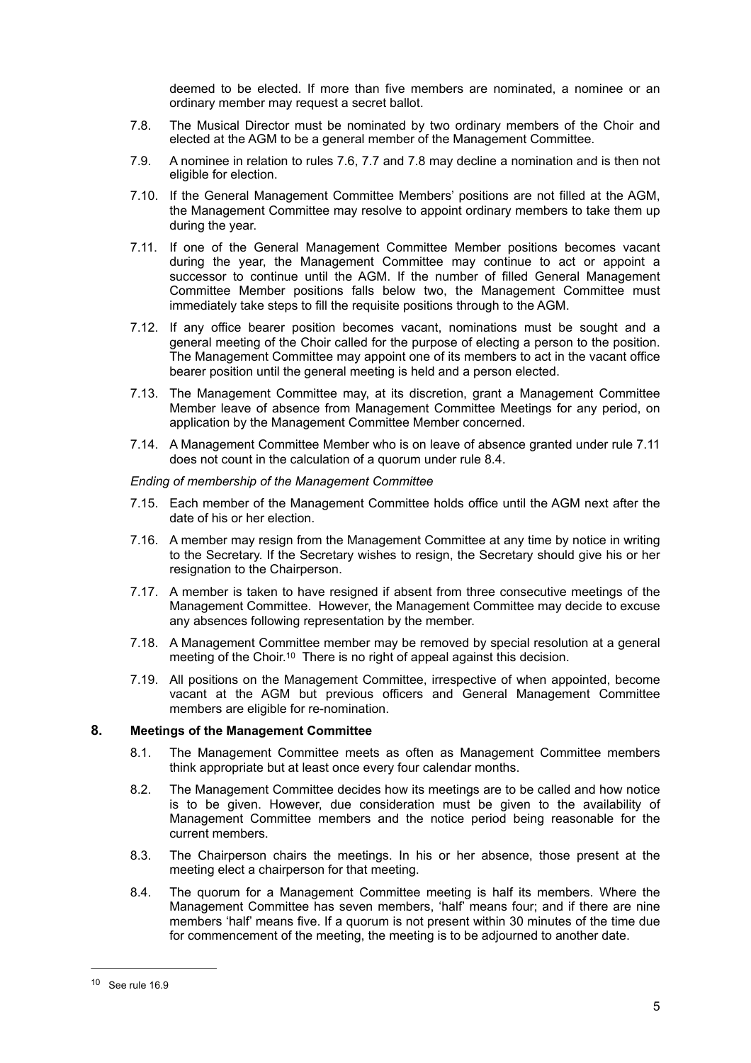deemed to be elected. If more than five members are nominated, a nominee or an ordinary member may request a secret ballot.

7.8. The Musical Director must be nominated by two ordinary members of the Choir and elected at the AGM to be a general member of the Management Committee.

7.9. A nominee in relation to rules 7.6, 7.7 and 7.8 may decline a nomination and is then not eligible for election.

7.10. If the General Management Committee Members' positions are not filled at the AGM, the Management Committee may resolve to appoint ordinary members to take them up during the year.

7.11. If one of the General Management Committee Member positions becomes vacant during the year, the Management Committee may continue to act or appoint a successor to continue until the AGM. If the number of filled General Management Committee Member positions falls below two, the Management Committee must immediately take steps to fill the requisite positions through to the AGM.

7.12. If any office bearer position becomes vacant, nominations must be sought and a general meeting of the Choir called for the purpose of electing a person to the position. The Management Committee may appoint one of its members to act in the vacant office bearer position until the general meeting is held and a person elected.

7.13. The Management Committee may, at its discretion, grant a Management Committee Member leave of absence from Management Committee Meetings for any period, on application by the Management Committee Member concerned.

7.14. A Management Committee Member who is on leave of absence granted under rule 7.11 does not count in the calculation of a quorum under rule 8.4.

*Ending of membership of the Management Committee*

7.15. Each member of the Management Committee holds office until the AGM next after the date of his or her election.

7.16. A member may resign from the Management Committee at any time by notice in writing to the Secretary. If the Secretary wishes to resign, the Secretary should give his or her resignation to the Chairperson.

7.17. A member is taken to have resigned if absent from three consecutive meetings of the Management Committee. However, the Management Committee may decide to excuse any absences following representation by the member.

7.18. A Management Committee member may be removed by special resolution at a general meeting of the Choir.[10] There is no right of appeal against this decision.

7.19. All positions on the Management Committee, irrespective of when appointed, become vacant at the AGM but previous officers and General Management Committee members are eligible for re-nomination.

## 8. Meetings of the Management Committee

8.1. The Management Committee meets as often as Management Committee members think appropriate but at least once every four calendar months.

8.2. The Management Committee decides how its meetings are to be called and how notice is to be given. However, due consideration must be given to the availability of Management Committee members and the notice period being reasonable for the current members.

8.3. The Chairperson chairs the meetings. In his or her absence, those present at the meeting elect a chairperson for that meeting.

8.4. The quorum for a Management Committee meeting is half its members. Where the Management Committee has seven members, 'half' means four; and if there are nine members 'half' means five. If a quorum is not present within 30 minutes of the time due for commencement of the meeting, the meeting is to be adjourned to another date.

---

[10] See rule 16.9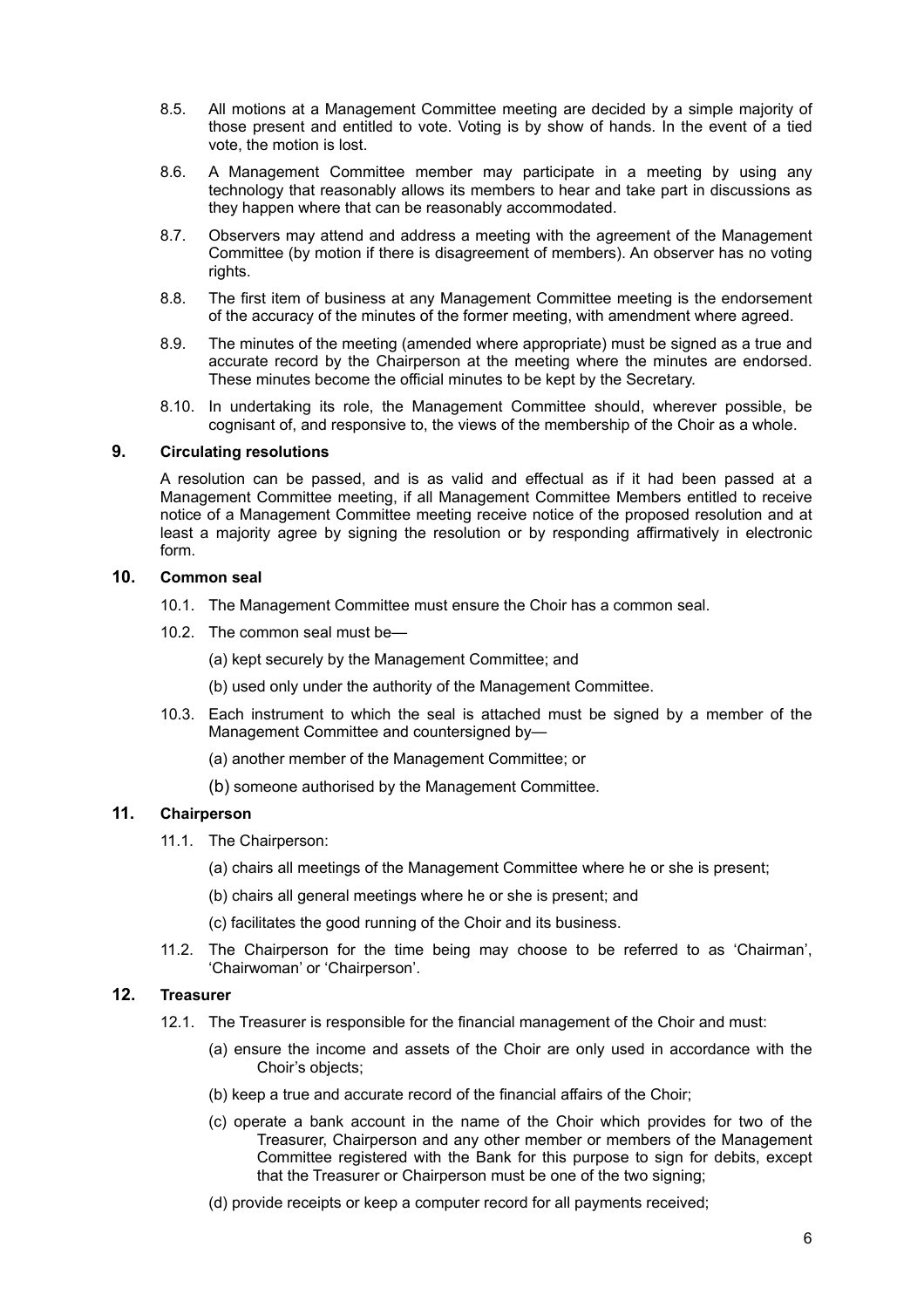8.5. All motions at a Management Committee meeting are decided by a simple majority of those present and entitled to vote. Voting is by show of hands. In the event of a tied vote, the motion is lost.

8.6. A Management Committee member may participate in a meeting by using any technology that reasonably allows its members to hear and take part in discussions as they happen where that can be reasonably accommodated.

8.7. Observers may attend and address a meeting with the agreement of the Management Committee (by motion if there is disagreement of members). An observer has no voting rights.

8.8. The first item of business at any Management Committee meeting is the endorsement of the accuracy of the minutes of the former meeting, with amendment where agreed.

8.9. The minutes of the meeting (amended where appropriate) must be signed as a true and accurate record by the Chairperson at the meeting where the minutes are endorsed. These minutes become the official minutes to be kept by the Secretary.

8.10. In undertaking its role, the Management Committee should, wherever possible, be cognisant of, and responsive to, the views of the membership of the Choir as a whole.

## 9. Circulating resolutions

A resolution can be passed, and is as valid and effectual as if it had been passed at a Management Committee meeting, if all Management Committee Members entitled to receive notice of a Management Committee meeting receive notice of the proposed resolution and at least a majority agree by signing the resolution or by responding affirmatively in electronic form.

## 10. Common seal

10.1. The Management Committee must ensure the Choir has a common seal.

10.2. The common seal must be—

(a) kept securely by the Management Committee; and

(b) used only under the authority of the Management Committee.

10.3. Each instrument to which the seal is attached must be signed by a member of the Management Committee and countersigned by—

(a) another member of the Management Committee; or

(b) someone authorised by the Management Committee.

## 11. Chairperson

11.1. The Chairperson:

(a) chairs all meetings of the Management Committee where he or she is present;

(b) chairs all general meetings where he or she is present; and

(c) facilitates the good running of the Choir and its business.

11.2. The Chairperson for the time being may choose to be referred to as 'Chairman', 'Chairwoman' or 'Chairperson'.

## 12. Treasurer

12.1. The Treasurer is responsible for the financial management of the Choir and must:

(a) ensure the income and assets of the Choir are only used in accordance with the Choir's objects;

(b) keep a true and accurate record of the financial affairs of the Choir;

(c) operate a bank account in the name of the Choir which provides for two of the Treasurer, Chairperson and any other member or members of the Management Committee registered with the Bank for this purpose to sign for debits, except that the Treasurer or Chairperson must be one of the two signing;

(d) provide receipts or keep a computer record for all payments received;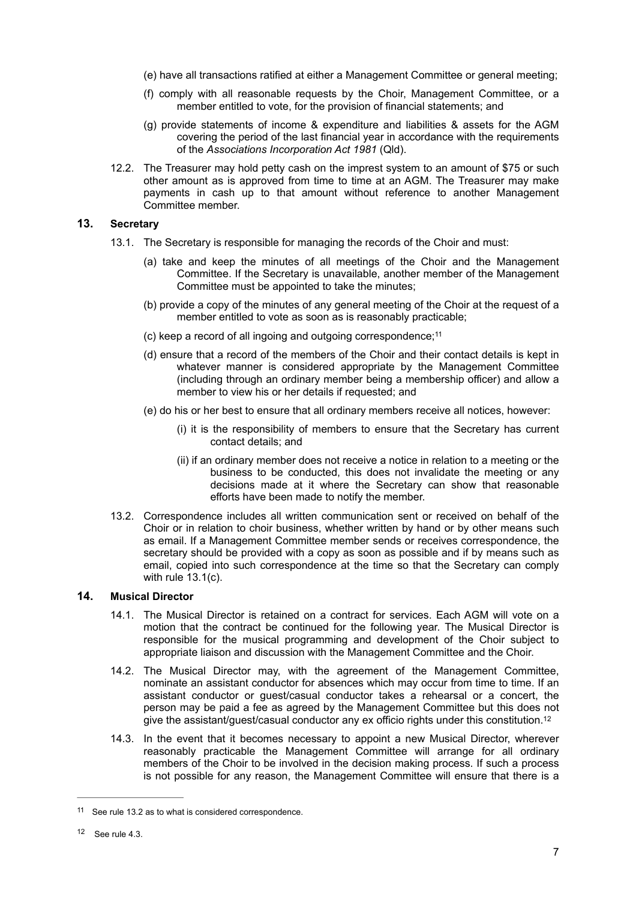(e) have all transactions ratified at either a Management Committee or general meeting;

(f) comply with all reasonable requests by the Choir, Management Committee, or a member entitled to vote, for the provision of financial statements; and

(g) provide statements of income & expenditure and liabilities & assets for the AGM covering the period of the last financial year in accordance with the requirements of the *Associations Incorporation Act 1981* (Qld).

12.2. The Treasurer may hold petty cash on the imprest system to an amount of $75 or such other amount as is approved from time to time at an AGM. The Treasurer may make payments in cash up to that amount without reference to another Management Committee member.

## 13. Secretary

13.1. The Secretary is responsible for managing the records of the Choir and must:

(a) take and keep the minutes of all meetings of the Choir and the Management Committee. If the Secretary is unavailable, another member of the Management Committee must be appointed to take the minutes;

(b) provide a copy of the minutes of any general meeting of the Choir at the request of a member entitled to vote as soon as is reasonably practicable;

(c) keep a record of all ingoing and outgoing correspondence;[11]

(d) ensure that a record of the members of the Choir and their contact details is kept in whatever manner is considered appropriate by the Management Committee (including through an ordinary member being a membership officer) and allow a member to view his or her details if requested; and

(e) do his or her best to ensure that all ordinary members receive all notices, however:

(i) it is the responsibility of members to ensure that the Secretary has current contact details; and

(ii) if an ordinary member does not receive a notice in relation to a meeting or the business to be conducted, this does not invalidate the meeting or any decisions made at it where the Secretary can show that reasonable efforts have been made to notify the member.

13.2. Correspondence includes all written communication sent or received on behalf of the Choir or in relation to choir business, whether written by hand or by other means such as email. If a Management Committee member sends or receives correspondence, the secretary should be provided with a copy as soon as possible and if by means such as email, copied into such correspondence at the time so that the Secretary can comply with rule 13.1(c).

## 14. Musical Director

14.1. The Musical Director is retained on a contract for services. Each AGM will vote on a motion that the contract be continued for the following year. The Musical Director is responsible for the musical programming and development of the Choir subject to appropriate liaison and discussion with the Management Committee and the Choir.

14.2. The Musical Director may, with the agreement of the Management Committee, nominate an assistant conductor for absences which may occur from time to time. If an assistant conductor or guest/casual conductor takes a rehearsal or a concert, the person may be paid a fee as agreed by the Management Committee but this does not give the assistant/guest/casual conductor any ex officio rights under this constitution.[12]

14.3. In the event that it becomes necessary to appoint a new Musical Director, wherever reasonably practicable the Management Committee will arrange for all ordinary members of the Choir to be involved in the decision making process. If such a process is not possible for any reason, the Management Committee will ensure that there is a

---

[11] See rule 13.2 as to what is considered correspondence.

[12] See rule 4.3.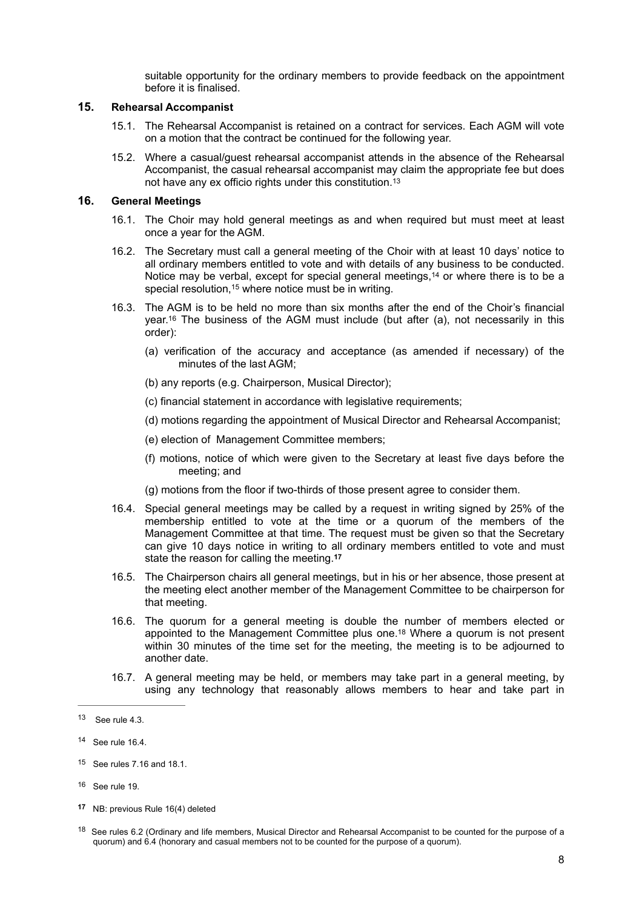suitable opportunity for the ordinary members to provide feedback on the appointment before it is finalised.

## 15. Rehearsal Accompanist

15.1. The Rehearsal Accompanist is retained on a contract for services. Each AGM will vote on a motion that the contract be continued for the following year.

15.2. Where a casual/guest rehearsal accompanist attends in the absence of the Rehearsal Accompanist, the casual rehearsal accompanist may claim the appropriate fee but does not have any ex officio rights under this constitution.[13]

## 16. General Meetings

16.1. The Choir may hold general meetings as and when required but must meet at least once a year for the AGM.

16.2. The Secretary must call a general meeting of the Choir with at least 10 days' notice to all ordinary members entitled to vote and with details of any business to be conducted. Notice may be verbal, except for special general meetings,[14] or where there is to be a special resolution,[15] where notice must be in writing.

16.3. The AGM is to be held no more than six months after the end of the Choir's financial year.[16] The business of the AGM must include (but after (a), not necessarily in this order):

(a) verification of the accuracy and acceptance (as amended if necessary) of the minutes of the last AGM;

(b) any reports (e.g. Chairperson, Musical Director);

(c) financial statement in accordance with legislative requirements;

(d) motions regarding the appointment of Musical Director and Rehearsal Accompanist;

(e) election of Management Committee members;

(f) motions, notice of which were given to the Secretary at least five days before the meeting; and

(g) motions from the floor if two-thirds of those present agree to consider them.

16.4. Special general meetings may be called by a request in writing signed by 25% of the membership entitled to vote at the time or a quorum of the members of the Management Committee at that time. The request must be given so that the Secretary can give 10 days notice in writing to all ordinary members entitled to vote and must state the reason for calling the meeting.[17]

16.5. The Chairperson chairs all general meetings, but in his or her absence, those present at the meeting elect another member of the Management Committee to be chairperson for that meeting.

16.6. The quorum for a general meeting is double the number of members elected or appointed to the Management Committee plus one.[18] Where a quorum is not present within 30 minutes of the time set for the meeting, the meeting is to be adjourned to another date.

16.7. A general meeting may be held, or members may take part in a general meeting, by using any technology that reasonably allows members to hear and take part in

---

[13] See rule 4.3.

[14] See rule 16.4.

[15] See rules 7.16 and 18.1.

[16] See rule 19.

[17] NB: previous Rule 16(4) deleted

[18] See rules 6.2 (Ordinary and life members, Musical Director and Rehearsal Accompanist to be counted for the purpose of a quorum) and 6.4 (honorary and casual members not to be counted for the purpose of a quorum).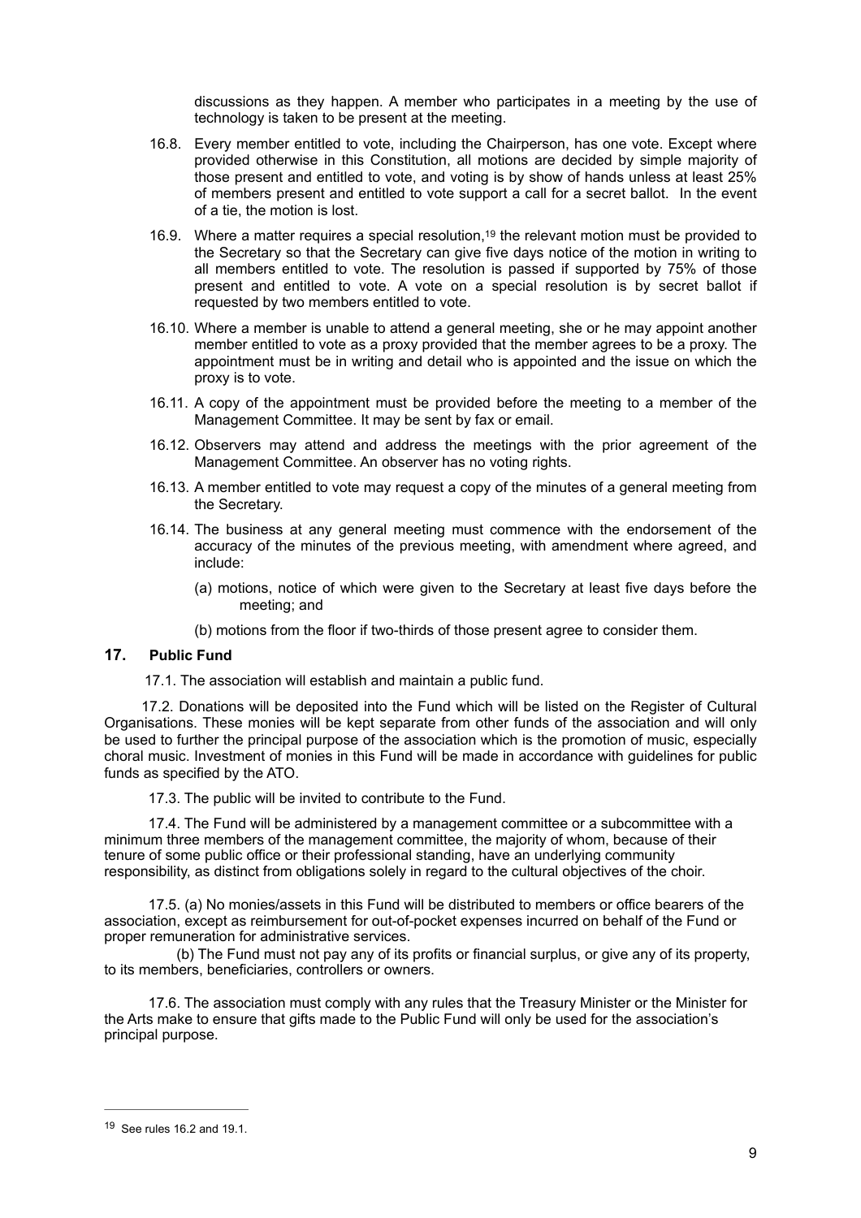discussions as they happen. A member who participates in a meeting by the use of technology is taken to be present at the meeting.

16.8. Every member entitled to vote, including the Chairperson, has one vote. Except where provided otherwise in this Constitution, all motions are decided by simple majority of those present and entitled to vote, and voting is by show of hands unless at least 25% of members present and entitled to vote support a call for a secret ballot. In the event of a tie, the motion is lost.

16.9. Where a matter requires a special resolution,[19] the relevant motion must be provided to the Secretary so that the Secretary can give five days notice of the motion in writing to all members entitled to vote. The resolution is passed if supported by 75% of those present and entitled to vote. A vote on a special resolution is by secret ballot if requested by two members entitled to vote.

16.10. Where a member is unable to attend a general meeting, she or he may appoint another member entitled to vote as a proxy provided that the member agrees to be a proxy. The appointment must be in writing and detail who is appointed and the issue on which the proxy is to vote.

16.11. A copy of the appointment must be provided before the meeting to a member of the Management Committee. It may be sent by fax or email.

16.12. Observers may attend and address the meetings with the prior agreement of the Management Committee. An observer has no voting rights.

16.13. A member entitled to vote may request a copy of the minutes of a general meeting from the Secretary.

16.14. The business at any general meeting must commence with the endorsement of the accuracy of the minutes of the previous meeting, with amendment where agreed, and include:

(a) motions, notice of which were given to the Secretary at least five days before the meeting; and

(b) motions from the floor if two-thirds of those present agree to consider them.

## 17. Public Fund

17.1. The association will establish and maintain a public fund.

17.2. Donations will be deposited into the Fund which will be listed on the Register of Cultural Organisations. These monies will be kept separate from other funds of the association and will only be used to further the principal purpose of the association which is the promotion of music, especially choral music. Investment of monies in this Fund will be made in accordance with guidelines for public funds as specified by the ATO.

17.3. The public will be invited to contribute to the Fund.

17.4. The Fund will be administered by a management committee or a subcommittee with a minimum three members of the management committee, the majority of whom, because of their tenure of some public office or their professional standing, have an underlying community responsibility, as distinct from obligations solely in regard to the cultural objectives of the choir.

17.5. (a) No monies/assets in this Fund will be distributed to members or office bearers of the association, except as reimbursement for out-of-pocket expenses incurred on behalf of the Fund or proper remuneration for administrative services.

(b) The Fund must not pay any of its profits or financial surplus, or give any of its property, to its members, beneficiaries, controllers or owners.

17.6. The association must comply with any rules that the Treasury Minister or the Minister for the Arts make to ensure that gifts made to the Public Fund will only be used for the association's principal purpose.

---

[19] See rules 16.2 and 19.1.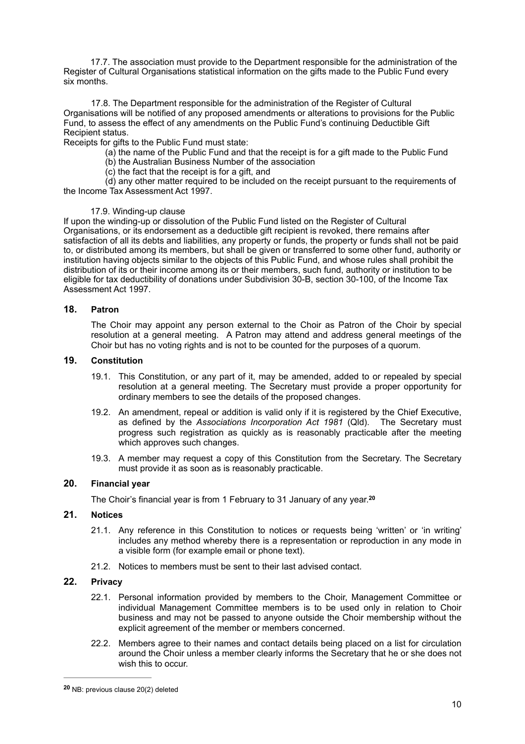17.7. The association must provide to the Department responsible for the administration of the Register of Cultural Organisations statistical information on the gifts made to the Public Fund every six months.

17.8. The Department responsible for the administration of the Register of Cultural Organisations will be notified of any proposed amendments or alterations to provisions for the Public Fund, to assess the effect of any amendments on the Public Fund's continuing Deductible Gift Recipient status.

Receipts for gifts to the Public Fund must state:

(a) the name of the Public Fund and that the receipt is for a gift made to the Public Fund

(b) the Australian Business Number of the association

(c) the fact that the receipt is for a gift, and

(d) any other matter required to be included on the receipt pursuant to the requirements of the Income Tax Assessment Act 1997.

17.9. Winding-up clause

If upon the winding-up or dissolution of the Public Fund listed on the Register of Cultural Organisations, or its endorsement as a deductible gift recipient is revoked, there remains after satisfaction of all its debts and liabilities, any property or funds, the property or funds shall not be paid to, or distributed among its members, but shall be given or transferred to some other fund, authority or institution having objects similar to the objects of this Public Fund, and whose rules shall prohibit the distribution of its or their income among its or their members, such fund, authority or institution to be eligible for tax deductibility of donations under Subdivision 30-B, section 30-100, of the Income Tax Assessment Act 1997.

## 18. Patron

The Choir may appoint any person external to the Choir as Patron of the Choir by special resolution at a general meeting. A Patron may attend and address general meetings of the Choir but has no voting rights and is not to be counted for the purposes of a quorum.

## 19. Constitution

19.1. This Constitution, or any part of it, may be amended, added to or repealed by special resolution at a general meeting. The Secretary must provide a proper opportunity for ordinary members to see the details of the proposed changes.

19.2. An amendment, repeal or addition is valid only if it is registered by the Chief Executive, as defined by the *Associations Incorporation Act 1981* (Qld). The Secretary must progress such registration as quickly as is reasonably practicable after the meeting which approves such changes.

19.3. A member may request a copy of this Constitution from the Secretary. The Secretary must provide it as soon as is reasonably practicable.

## 20. Financial year

The Choir's financial year is from 1 February to 31 January of any year.[20]

## 21. Notices

21.1. Any reference in this Constitution to notices or requests being 'written' or 'in writing' includes any method whereby there is a representation or reproduction in any mode in a visible form (for example email or phone text).

21.2. Notices to members must be sent to their last advised contact.

## 22. Privacy

22.1. Personal information provided by members to the Choir, Management Committee or individual Management Committee members is to be used only in relation to Choir business and may not be passed to anyone outside the Choir membership without the explicit agreement of the member or members concerned.

22.2. Members agree to their names and contact details being placed on a list for circulation around the Choir unless a member clearly informs the Secretary that he or she does not wish this to occur.

---

[20] NB: previous clause 20(2) deleted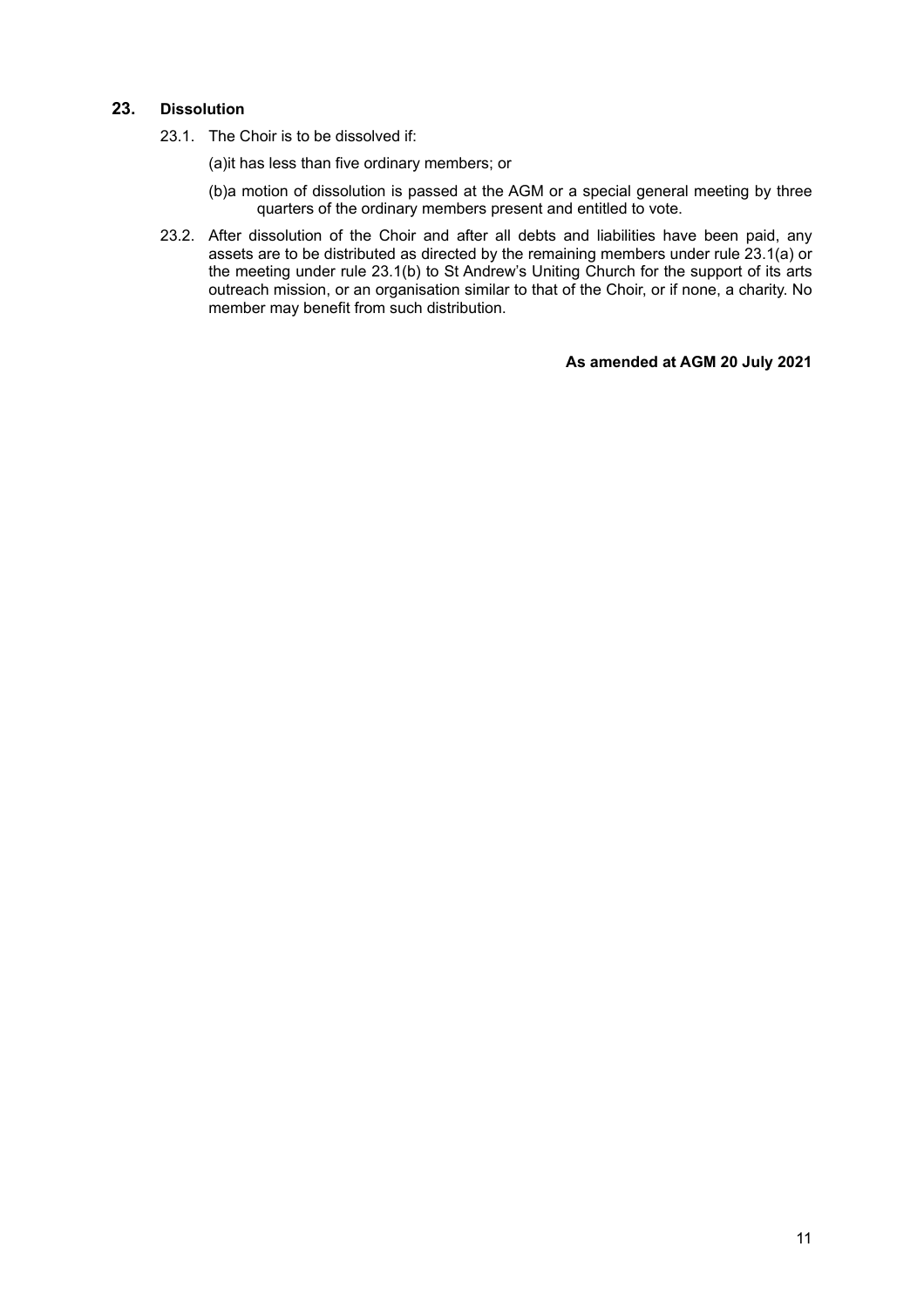## 23. Dissolution

23.1. The Choir is to be dissolved if:

(a)it has less than five ordinary members; or

(b)a motion of dissolution is passed at the AGM or a special general meeting by three quarters of the ordinary members present and entitled to vote.

23.2. After dissolution of the Choir and after all debts and liabilities have been paid, any assets are to be distributed as directed by the remaining members under rule 23.1(a) or the meeting under rule 23.1(b) to St Andrew's Uniting Church for the support of its arts outreach mission, or an organisation similar to that of the Choir, or if none, a charity. No member may benefit from such distribution.

**As amended at AGM 20 July 2021**